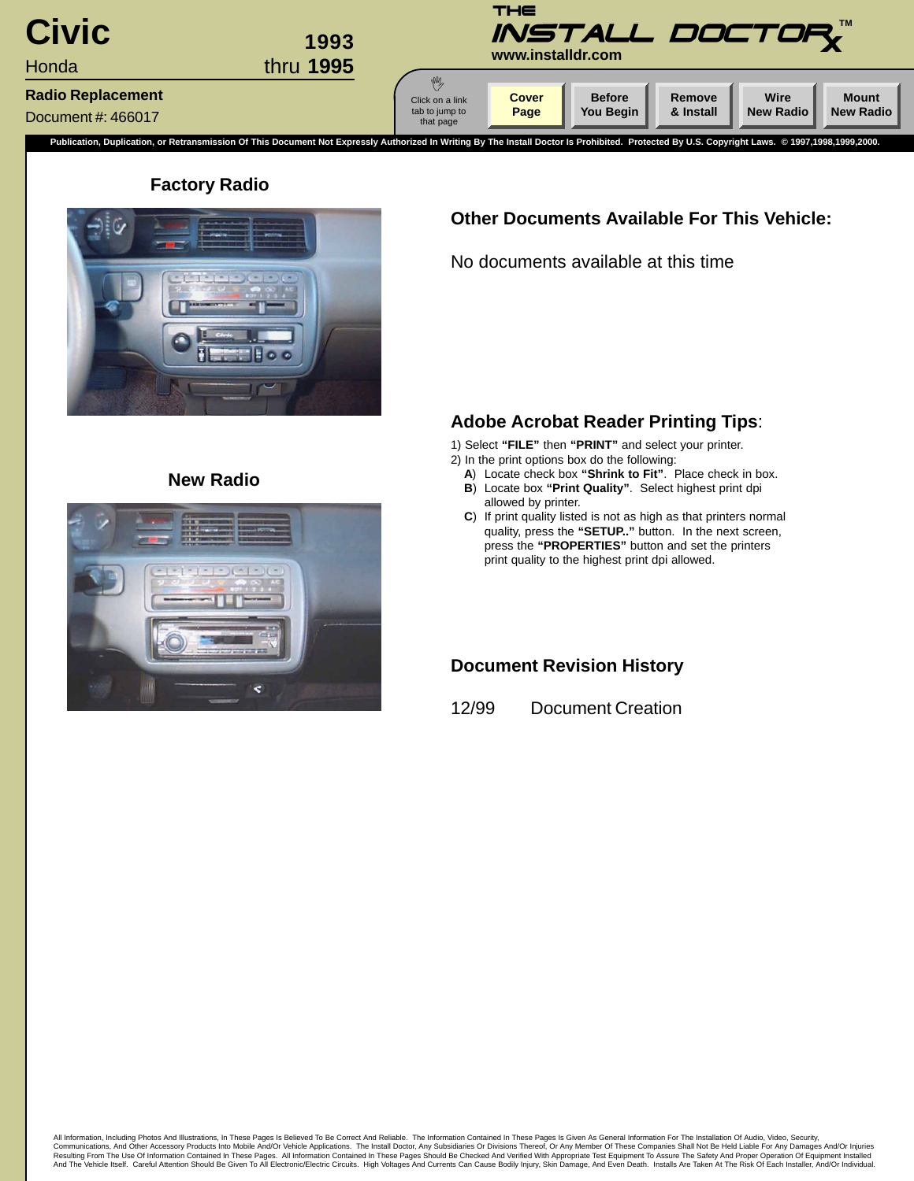# Civic

Honda

1993 thru 1995

**Radio Replacement**

Document #: 466017

THE INSTALL DOCTOR™
www.installdr.com

Click on a link tab to jump to that page

Cover Page | Before You Begin | Remove & Install | Wire New Radio | Mount New Radio

**Publication, Duplication, or Retransmission Of This Document Not Expressly Authorized In Writing By The Install Doctor Is Prohibited. Protected By U.S. Copyright Laws. © 1997,1998,1999,2000.**

## Factory Radio

## New Radio

## Other Documents Available For This Vehicle:

No documents available at this time

## Adobe Acrobat Reader Printing Tips:

1) Select **"FILE"** then **"PRINT"** and select your printer.
2) In the print options box do the following:
   - **A**) Locate check box **"Shrink to Fit"**. Place check in box.
   - **B**) Locate box **"Print Quality"**. Select highest print dpi allowed by printer.
   - **C**) If print quality listed is not as high as that printers normal quality, press the **"SETUP.."** button. In the next screen, press the **"PROPERTIES"** button and set the printers print quality to the highest print dpi allowed.

## Document Revision History

12/99 Document Creation

All Information, Including Photos And Illustrations, In These Pages Is Believed To Be Correct And Reliable. The Information Contained In These Pages Is Given As General Information For The Installation Of Audio, Video, Security, Communications, And Other Accessory Products Into Mobile And/Or Vehicle Applications. The Install Doctor, Any Subsidiaries Or Divisions Thereof, Or Any Member Of These Companies Shall Not Be Held Liable For Any Damages And/Or Injuries Resulting From The Use Of Information Contained In These Pages. All Information Contained In These Pages Should Be Checked And Verified With Appropriate Test Equipment To Assure The Safety And Proper Operation Of Equipment Installed And The Vehicle Itself. Careful Attention Should Be Given To All Electronic/Electric Circuits. High Voltages And Currents Can Cause Bodily Injury, Skin Damage, And Even Death. Installs Are Taken At The Risk Of Each Installer, And/Or Individual.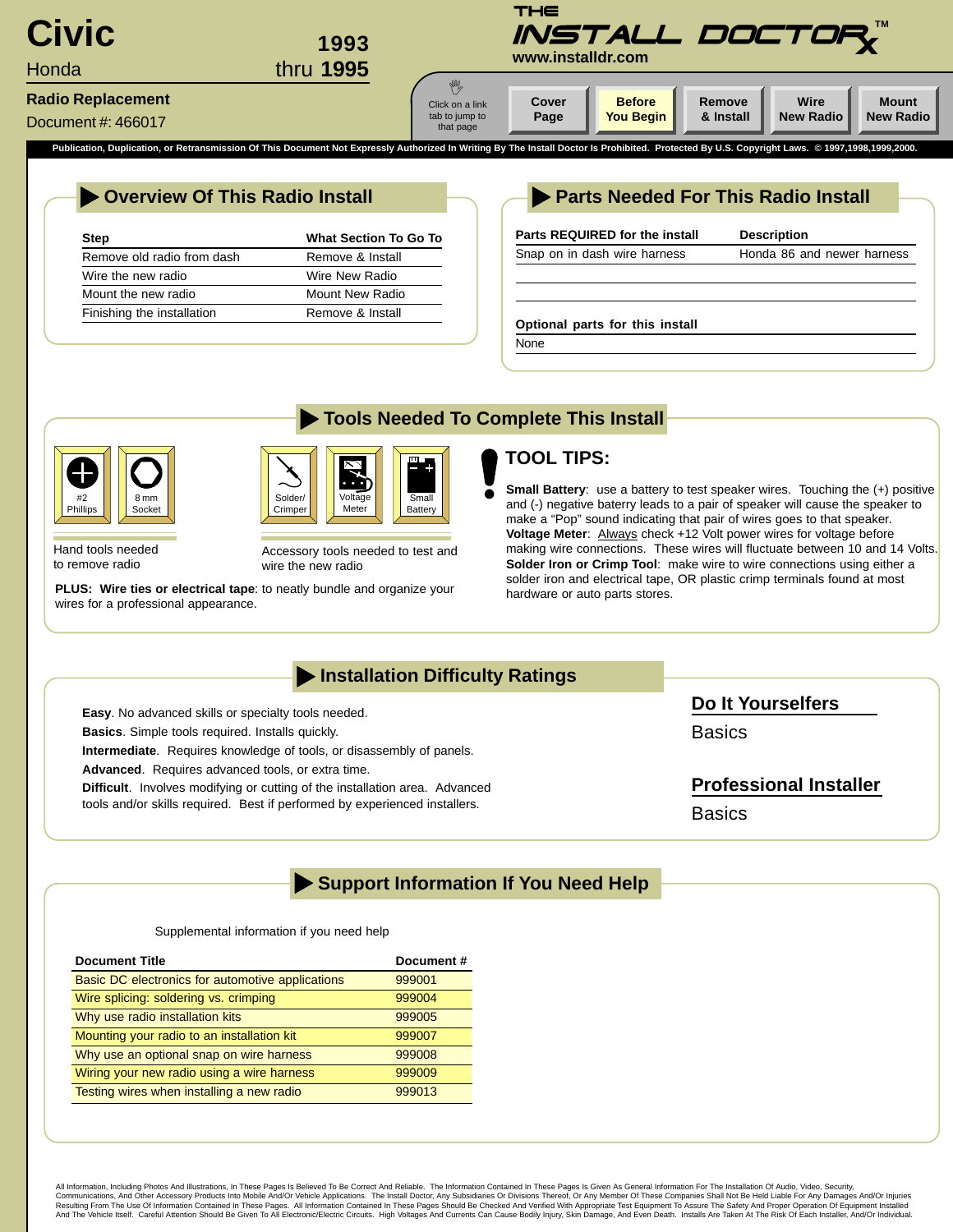# Civic

Honda

1993 thru 1995

**Radio Replacement**

Document #: 466017

THE INSTALL DOCTOR™
www.installdr.com

Click on a link tab to jump to that page

Cover Page | Before You Begin | Remove & Install | Wire New Radio | Mount New Radio

Publication, Duplication, or Retransmission Of This Document Not Expressly Authorized In Writing By The Install Doctor Is Prohibited. Protected By U.S. Copyright Laws. © 1997,1998,1999,2000.

## Overview Of This Radio Install

| Step | What Section To Go To |
|---|---|
| Remove old radio from dash | Remove & Install |
| Wire the new radio | Wire New Radio |
| Mount the new radio | Mount New Radio |
| Finishing the installation | Remove & Install |

## Parts Needed For This Radio Install

| Parts REQUIRED for the install | Description |
|---|---|
| Snap on in dash wire harness | Honda 86 and newer harness |

| Optional parts for this install |
|---|
| None |

## Tools Needed To Complete This Install

#2 Phillips, 8 mm Socket

Hand tools needed to remove radio

Solder/ Crimper, Voltage Meter, Small Battery

Accessory tools needed to test and wire the new radio

**PLUS: Wire ties or electrical tape**: to neatly bundle and organize your wires for a professional appearance.

### TOOL TIPS:

**Small Battery**: use a battery to test speaker wires. Touching the (+) positive and (-) negative baterry leads to a pair of speaker will cause the speaker to make a "Pop" sound indicating that pair of wires goes to that speaker.

**Voltage Meter**: Always check +12 Volt power wires for voltage before making wire connections. These wires will fluctuate between 10 and 14 Volts.

**Solder Iron or Crimp Tool**: make wire to wire connections using either a solder iron and electrical tape, OR plastic crimp terminals found at most hardware or auto parts stores.

## Installation Difficulty Ratings

**Easy**. No advanced skills or specialty tools needed.

**Basics**. Simple tools required. Installs quickly.

**Intermediate**. Requires knowledge of tools, or disassembly of panels.

**Advanced**. Requires advanced tools, or extra time.

**Difficult**. Involves modifying or cutting of the installation area. Advanced tools and/or skills required. Best if performed by experienced installers.

**Do It Yourselfers**

Basics

**Professional Installer**

Basics

## Support Information If You Need Help

Supplemental information if you need help

| Document Title | Document # |
|---|---|
| Basic DC electronics for automotive applications | 999001 |
| Wire splicing: soldering vs. crimping | 999004 |
| Why use radio installation kits | 999005 |
| Mounting your radio to an installation kit | 999007 |
| Why use an optional snap on wire harness | 999008 |
| Wiring your new radio using a wire harness | 999009 |
| Testing wires when installing a new radio | 999013 |

All Information, Including Photos And Illustrations, In These Pages Is Believed To Be Correct And Reliable. The Information Contained In These Pages Is Given As General Information For The Installation Of Audio, Video, Security, Communications, And Other Accessory Products Into Mobile And/Or Vehicle Applications. The Install Doctor, Any Subsidiaries Or Divisions Thereof, Or Any Member Of These Companies Shall Not Be Held Liable For Any Damages And/Or Injuries Resulting From The Use Of Information Contained In These Pages. All Information Contained In These Pages Should Be Checked And Verified With Appropriate Test Equipment To Assure The Safety And Proper Operation Of Accessory Products Installed And The Vehicle Itself. Careful Attention Should Be Given To All Electronic/Electric Circuits. High Voltages And Currents Can Cause Bodily Injury, Skin Damage, And Even Death. Installs Are Taken At The Risk Of Each Installer, And/Or Individual.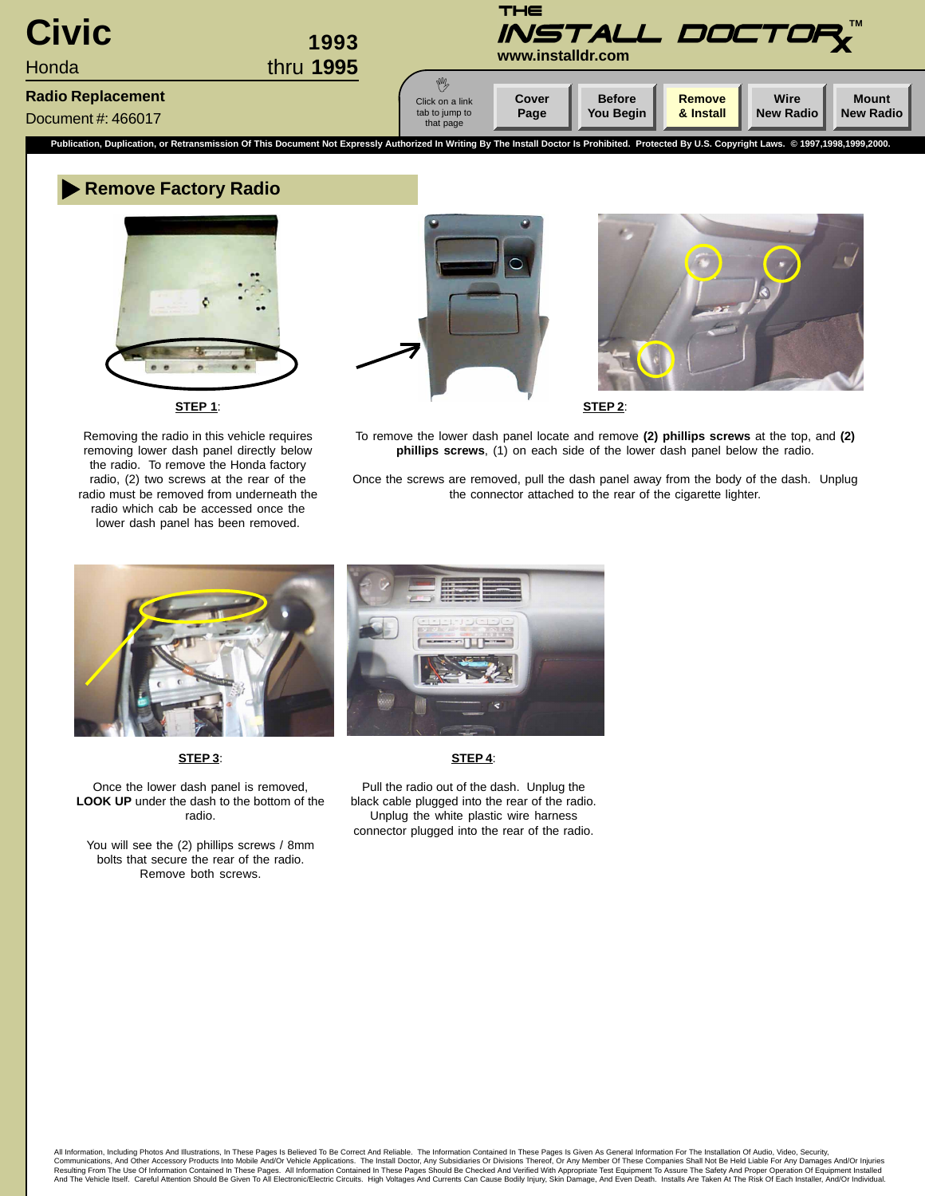# Civic

Honda

1993 thru 1995

**Radio Replacement**

Document #: 466017

THE INSTALL DOCTOR™

www.installdr.com

Click on a link tab to jump to that page

| Cover Page | Before You Begin | Remove & Install | Wire New Radio | Mount New Radio |
|---|---|---|---|---|

Publication, Duplication, or Retransmission Of This Document Not Expressly Authorized In Writing By The Install Doctor Is Prohibited. Protected By U.S. Copyright Laws. © 1997,1998,1999,2000.

## Remove Factory Radio

**STEP 1**:

Removing the radio in this vehicle requires removing lower dash panel directly below the radio. To remove the Honda factory radio, (2) two screws at the rear of the radio must be removed from underneath the radio which cab be accessed once the lower dash panel has been removed.

**STEP 2**:

To remove the lower dash panel locate and remove **(2) phillips screws** at the top, and **(2) phillips screws**, (1) on each side of the lower dash panel below the radio.

Once the screws are removed, pull the dash panel away from the body of the dash. Unplug the connector attached to the rear of the cigarette lighter.

**STEP 3**:

Once the lower dash panel is removed, **LOOK UP** under the dash to the bottom of the radio.

You will see the (2) phillips screws / 8mm bolts that secure the rear of the radio. Remove both screws.

**STEP 4**:

Pull the radio out of the dash. Unplug the black cable plugged into the rear of the radio. Unplug the white plastic wire harness connector plugged into the rear of the radio.

All Information, Including Photos And Illustrations, In These Pages Is Believed To Be Correct And Reliable. The Information Contained In These Pages Is Given As General Information For The Installation Of Audio, Video, Security, Communications, And Other Accessory Products Into Mobile And/Or Vehicle Applications. The Install Doctor, Any Subsidiaries Or Divisions Thereof, Or Any Member Of These Companies Shall Not Be Held Liable For Any Damages And/Or Injuries Resulting From The Use Of Information Contained In These Pages. All Information Contained In These Pages Should Be Checked And Verified With Appropriate Test Equipment To Assure The Safety And Proper Operation Of Equipment Installed And The Vehicle Itself. Careful Attention Should Be Given To All Electronic/Electric Circuits. High Voltages And Currents Can Cause Bodily Injury, Skin Damage, And Even Death. Installs Are Taken At The Risk Of Each Installer, And/Or Individual.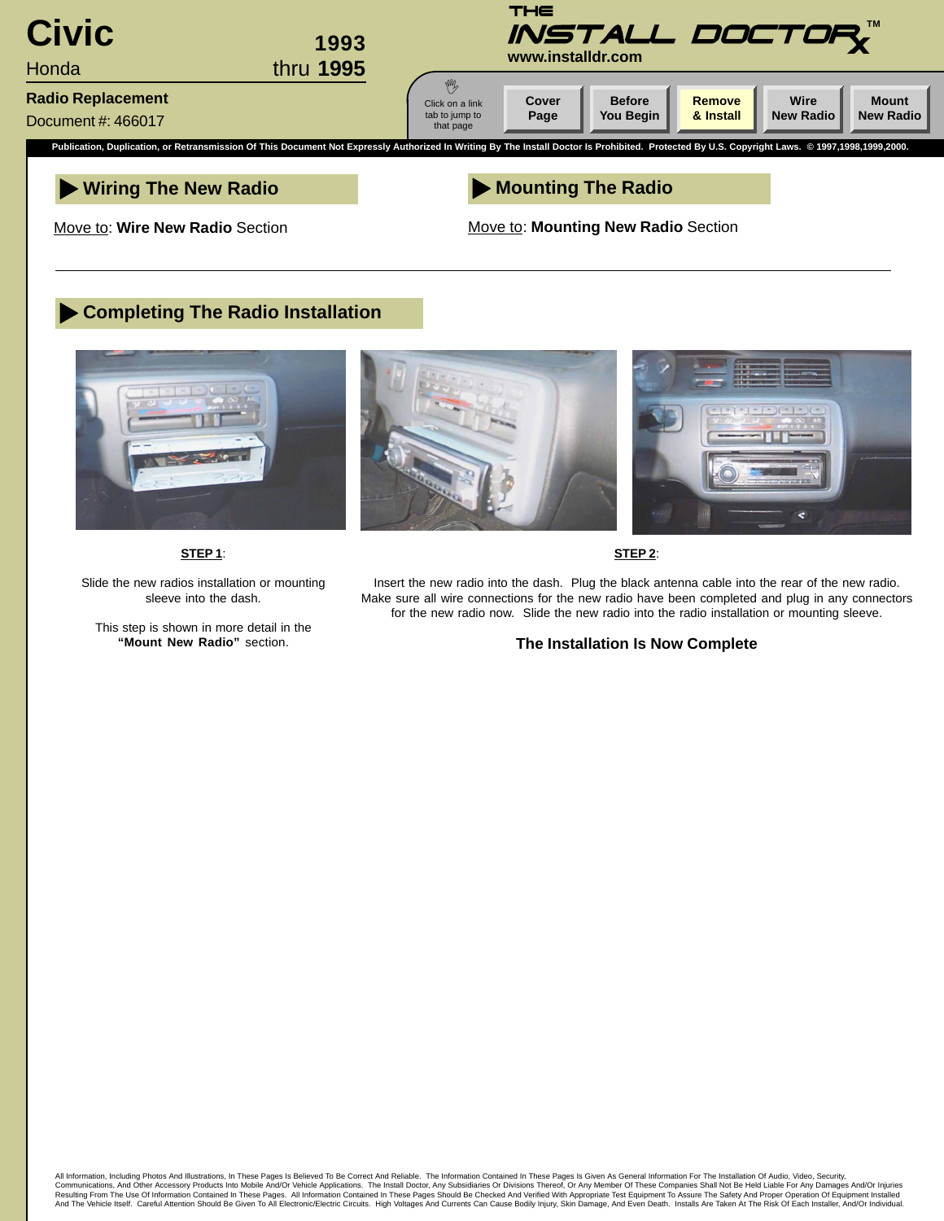# Civic

Honda

1993 thru 1995

**Radio Replacement**

Document #: 466017

THE INSTALL DOCTOR™
www.installdr.com

Click on a link tab to jump to that page

Cover Page | Before You Begin | Remove & Install | Wire New Radio | Mount New Radio

Publication, Duplication, or Retransmission Of This Document Not Expressly Authorized In Writing By The Install Doctor Is Prohibited. Protected By U.S. Copyright Laws. © 1997,1998,1999,2000.

## ▶ Wiring The New Radio

Move to: **Wire New Radio** Section

## ▶ Mounting The Radio

Move to: **Mounting New Radio** Section

---

## ▶ Completing The Radio Installation

**STEP 1**:

Slide the new radios installation or mounting sleeve into the dash.

This step is shown in more detail in the **"Mount New Radio"** section.

**STEP 2**:

Insert the new radio into the dash. Plug the black antenna cable into the rear of the new radio. Make sure all wire connections for the new radio have been completed and plug in any connectors for the new radio now. Slide the new radio into the radio installation or mounting sleeve.

**The Installation Is Now Complete**

All Information, Including Photos And Illustrations, In These Pages Is Believed To Be Correct And Reliable. The Information Contained In These Pages Is Given As General Information For The Installation Of Audio, Video, Security, Communications, And Other Accessory Products Into Mobile And/Or Vehicle Applications. The Install Doctor, Any Subsidiaries Or Divisions Thereof, Or Any Member Of These Companies Shall Not Be Held Liable For Any Damages And/Or Injuries Resulting From The Use Of Information Contained In These Pages. All Information Contained In These Pages Should Be Checked And Verified With Appropriate Test Equipment To Assure The Safety And Proper Operation Of Equipment Installed And The Vehicle Itself. Careful Attention Should Be Given To All Electronic/Electric Circuits. High Voltages And Currents Can Cause Bodily Injury, Skin Damage, And Even Death. Installs Are Taken At The Risk Of Each Installer, And/Or Individual.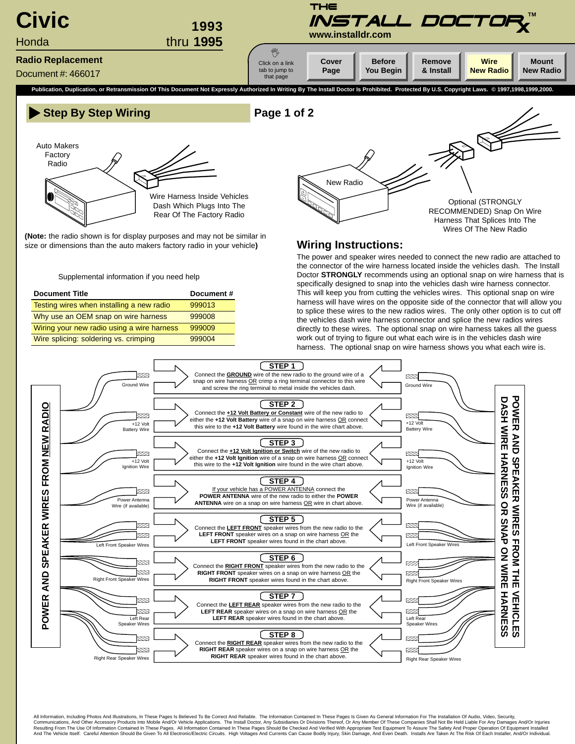# Civic

Honda

1993 thru 1995

**Radio Replacement**

Document #: 466017

THE INSTALL DOCTOR™
www.installdr.com

Click on a link tab to jump to that page

Cover Page | Before You Begin | Remove & Install | Wire New Radio | Mount New Radio

**Publication, Duplication, or Retransmission Of This Document Not Expressly Authorized In Writing By The Install Doctor Is Prohibited. Protected By U.S. Copyright Laws. © 1997,1998,1999,2000.**

## Step By Step Wiring

**Page 1 of 2**

Auto Makers Factory Radio

Wire Harness Inside Vehicles Dash Which Plugs Into The Rear Of The Factory Radio

New Radio

Optional (STRONGLY RECOMMENDED) Snap On Wire Harness That Splices Into The Wires Of The New Radio

(**Note:** the radio shown is for display purposes and may not be similar in size or dimensions than the auto makers factory radio in your vehicle**)**

Supplemental information if you need help

| Document Title | Document # |
|---|---|
| Testing wires when installing a new radio | 999013 |
| Why use an OEM snap on wire harness | 999008 |
| Wiring your new radio using a wire harness | 999009 |
| Wire splicing: soldering vs. crimping | 999004 |

## Wiring Instructions:

The power and speaker wires needed to connect the new radio are attached to the connector of the wire harness located inside the vehicles dash. The Install Doctor **STRONGLY** recommends using an optional snap on wire harness that is specifically designed to snap into the vehicles dash wire harness connector. This will keep you from cutting the vehicles wires. This optional snap on wire harness will have wires on the opposite side of the connector that will allow you to splice these wires to the new radios wires. The only other option is to cut off the vehicles dash wire harness connector and splice the new radios wires directly to these wires. The optional snap on wire harness takes all the guess work out of trying to figure out what each wire is in the vehicles dash wire harness. The optional snap on wire harness shows you what each wire is.

**POWER AND SPEAKER WIRES FROM NEW RADIO** | **POWER AND SPEAKER WIRES FROM THE VEHICLES DASH WIRE HARNESS OR SNAP ON WIRE HARNESS**

**STEP 1** (Ground Wire)
Connect the **GROUND** wire of the new radio to the ground wire of a snap on wire harness OR crimp a ring terminal connector to this wire and screw the ring terminal to metal inside the vehicles dash.

**STEP 2** (+12 Volt Battery Wire)
Connect the **+12 Volt Battery or Constant** wire of the new radio to either the **+12 Volt Battery** wire of a snap on wire harness OR connect this wire to the **+12 Volt Battery** wire found in the wire chart above.

**STEP 3** (+12 Volt Ignition Wire)
Connect the **+12 Volt Ignition or Switch** wire of the new radio to either the **+12 Volt Ignition** wire of a snap on wire harness OR connect this wire to the **+12 Volt Ignition** wire found in the wire chart above.

**STEP 4** (Power Antenna Wire (if available))
If your vehicle has a POWER ANTENNA connect the **POWER ANTENNA** wire of the new radio to either the **POWER ANTENNA** wire on a snap on wire harness OR wire in chart above.

**STEP 5** (Left Front Speaker Wires)
Connect the **LEFT FRONT** speaker wires from the new radio to the **LEFT FRONT** speaker wires on a snap on wire harness OR the **LEFT FRONT** speaker wires found in the chart above.

**STEP 6** (Right Front Speaker Wires)
Connect the **RIGHT FRONT** speaker wires from the new radio to the **RIGHT FRONT** speaker wires on a snap on wire harness OR the **RIGHT FRONT** speaker wires found in the chart above.

**STEP 7** (Left Rear Speaker Wires)
Connect the **LEFT REAR** speaker wires from the new radio to the **LEFT REAR** speaker wires on a snap on wire harness OR the **LEFT REAR** speaker wires found in the chart above.

**STEP 8** (Right Rear Speaker Wires)
Connect the **RIGHT REAR** speaker wires from the new radio to the **RIGHT REAR** speaker wires on a snap on wire harness OR the **RIGHT REAR** speaker wires found in the chart above.

All Information, Including Photos And Illustrations, In These Pages Is Believed To Be Correct And Reliable. The Information Contained In These Pages Is Given As General Information For The Installation Of Audio, Video, Security, Communications, And Other Accessory Products Into Mobile And/Or Vehicle Applications. The Install Doctor, Any Subsidiaries Or Divisions Thereof, Or Any Member Of These Companies Shall Not Be Held Liable For Any Damages And/Or Injuries Resulting From The Use Of Information Contained In These Pages. All Information Contained In These Pages Should Be Checked And Verified With Appropriate Test Equipment To Assure The Safety And Proper Operation Of Equipment Installed And The Vehicle Itself. Careful Attention Should Be Given To All Electronic/Electric Circuits. High Voltages And Currents Can Cause Bodily Injury, Skin Damage, And Even Death. Installs Are Taken At The Risk Of Each Installer, And/Or Individual.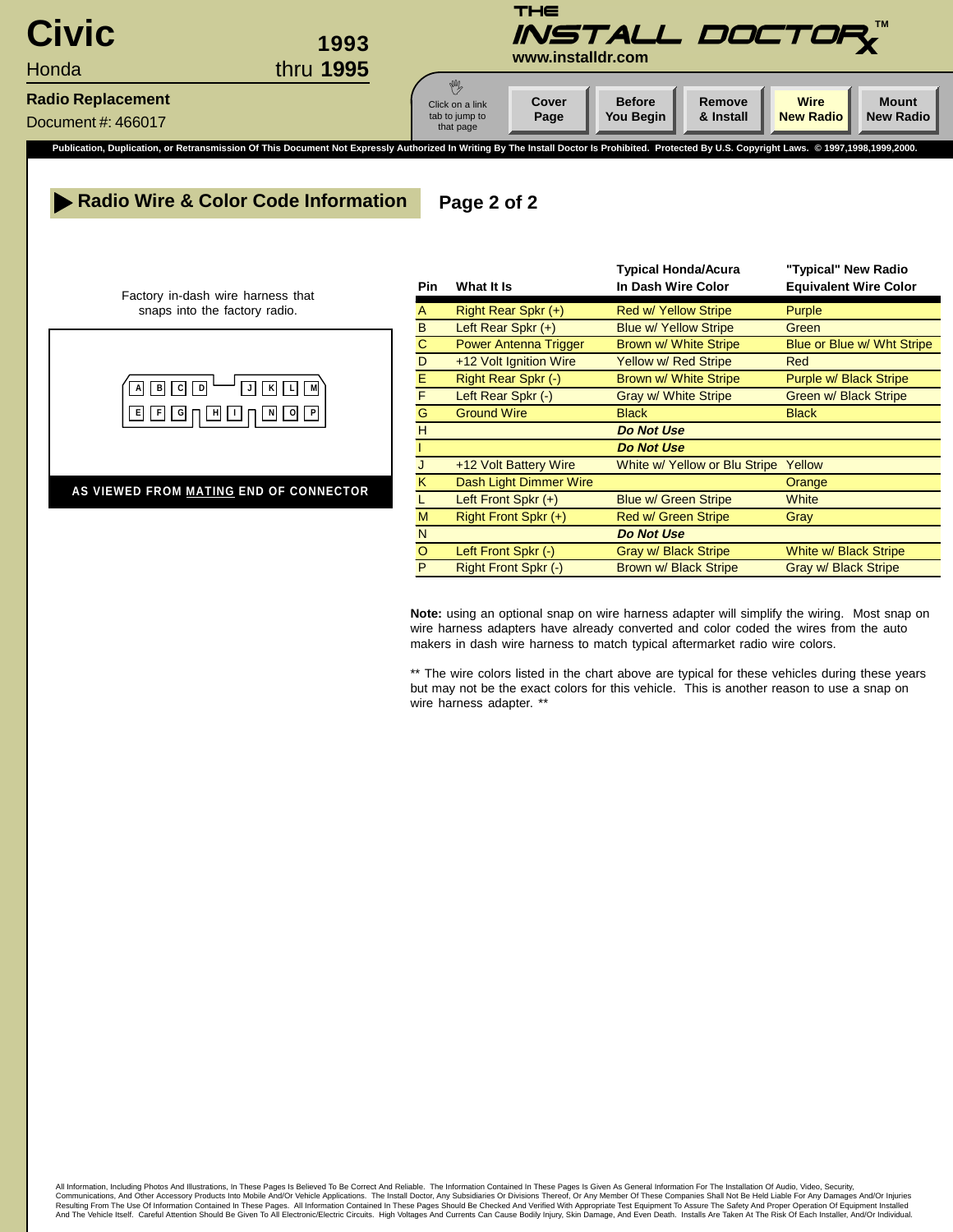# Civic

Honda

1993 thru 1995

**Radio Replacement**

Document #: 466017

THE INSTALL DOCTOR™
www.installdr.com

Click on a link tab to jump to that page

Cover Page | Before You Begin | Remove & Install | Wire New Radio | Mount New Radio

**Publication, Duplication, or Retransmission Of This Document Not Expressly Authorized In Writing By The Install Doctor Is Prohibited. Protected By U.S. Copyright Laws. © 1997,1998,1999,2000.**

## Radio Wire & Color Code Information

**Page 2 of 2**

Factory in-dash wire harness that snaps into the factory radio.

A B C D J K L M
E F G H I N O P

**AS VIEWED FROM MATING END OF CONNECTOR**

| Pin | What It Is | Typical Honda/Acura In Dash Wire Color | "Typical" New Radio Equivalent Wire Color |
|---|---|---|---|
| A | Right Rear Spkr (+) | Red w/ Yellow Stripe | Purple |
| B | Left Rear Spkr (+) | Blue w/ Yellow Stripe | Green |
| C | Power Antenna Trigger | Brown w/ White Stripe | Blue or Blue w/ Wht Stripe |
| D | +12 Volt Ignition Wire | Yellow w/ Red Stripe | Red |
| E | Right Rear Spkr (-) | Brown w/ White Stripe | Purple w/ Black Stripe |
| F | Left Rear Spkr (-) | Gray w/ White Stripe | Green w/ Black Stripe |
| G | Ground Wire | Black | Black |
| H | | ***Do Not Use*** | |
| I | | ***Do Not Use*** | |
| J | +12 Volt Battery Wire | White w/ Yellow or Blu Stripe | Yellow |
| K | Dash Light Dimmer Wire | | Orange |
| L | Left Front Spkr (+) | Blue w/ Green Stripe | White |
| M | Right Front Spkr (+) | Red w/ Green Stripe | Gray |
| N | | ***Do Not Use*** | |
| O | Left Front Spkr (-) | Gray w/ Black Stripe | White w/ Black Stripe |
| P | Right Front Spkr (-) | Brown w/ Black Stripe | Gray w/ Black Stripe |

**Note:** using an optional snap on wire harness adapter will simplify the wiring. Most snap on wire harness adapters have already converted and color coded the wires from the auto makers in dash wire harness to match typical aftermarket radio wire colors.

** The wire colors listed in the chart above are typical for these vehicles during these years but may not be the exact colors for this vehicle. This is another reason to use a snap on wire harness adapter. **

All Information, Including Photos And Illustrations, In These Pages Is Believed To Be Correct And Reliable. The Information Contained In These Pages Is Given As General Information For The Installation Of Audio, Video, Security, Communications, And Other Accessory Products Into Mobile And/Or Vehicle Applications. The Install Doctor, Any Subsidiaries Or Divisions Thereof, Or Any Member Of These Companies Shall Not Be Held Liable For Any Damages And/Or Injuries Resulting From The Use Of Information Contained In These Pages. All Information Contained In These Pages Should Be Checked And Verified With Appropriate Test Equipment To Assure The Safety And Proper Operation Of Equipment Installed And The Vehicle Itself. Careful Attention Should Be Given To All Electronic/Electric Circuits. High Voltages And Currents Can Cause Bodily Injury, Skin Damage, And Even Death. Installs Are Taken At The Risk Of Each Installer, And/Or Individual.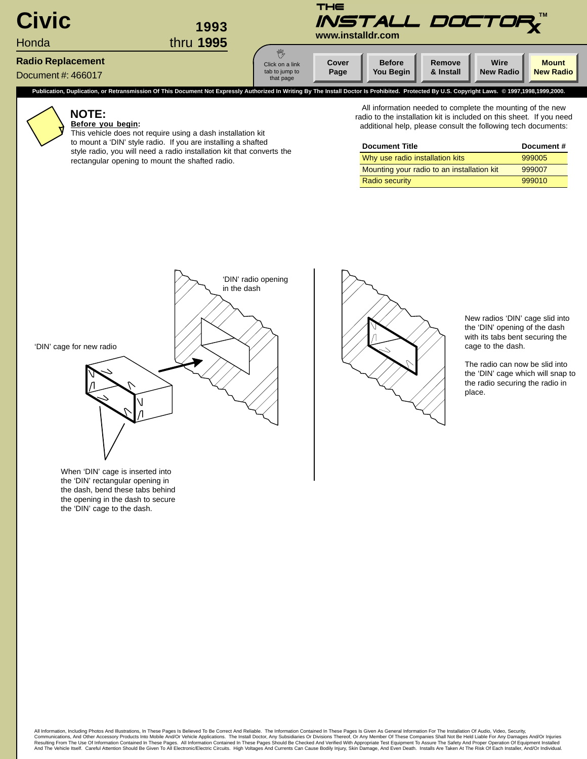# Civic

Honda

1993 thru **1995**

**Radio Replacement**

Document #: 466017

THE INSTALL DOCTOR™
www.installdr.com

Click on a link tab to jump to that page

Cover Page | Before You Begin | Remove & Install | Wire New Radio | Mount New Radio

**Publication, Duplication, or Retransmission Of This Document Not Expressly Authorized In Writing By The Install Doctor Is Prohibited. Protected By U.S. Copyright Laws. © 1997,1998,1999,2000.**

## NOTE:

**Before you begin:**
This vehicle does not require using a dash installation kit to mount a 'DIN' style radio. If you are installing a shafted style radio, you will need a radio installation kit that converts the rectangular opening to mount the shafted radio.

All information needed to complete the mounting of the new radio to the installation kit is included on this sheet. If you need additional help, please consult the following tech documents:

| Document Title | Document # |
|---|---|
| Why use radio installation kits | 999005 |
| Mounting your radio to an installation kit | 999007 |
| Radio security | 999010 |

'DIN' radio opening in the dash

'DIN' cage for new radio

When 'DIN' cage is inserted into the 'DIN' rectangular opening in the dash, bend these tabs behind the opening in the dash to secure the 'DIN' cage to the dash.

New radios 'DIN' cage slid into the 'DIN' opening of the dash with its tabs bent securing the cage to the dash.

The radio can now be slid into the 'DIN' cage which will snap to the radio securing the radio in place.

All Information, Including Photos And Illustrations, In These Pages Is Believed To Be Correct And Reliable. The Information Contained In These Pages Is Given As General Information For The Installation Of Audio, Video, Security, Communications, And Other Accessory Products Into Mobile And/Or Vehicle Applications. The Install Doctor, Any Subsidiaries Or Divisions Thereof, Or Any Member Of These Companies Shall Not Be Held Liable For Any Damages And/Or Injuries Resulting From The Use Of Information Contained In These Pages. All Information Contained In These Pages Should Be Checked And Verified With Appropriate Test Equipment To Assure The Safety And Proper Operation Of Equipment Installed And The Vehicle Itself. Careful Attention Should Be Given To All Electronic/Electric Circuits. High Voltages And Currents Can Cause Bodily Injury, Skin Damage, And Even Death. Installs Are Taken At The Risk Of Each Installer, And/Or Individual.